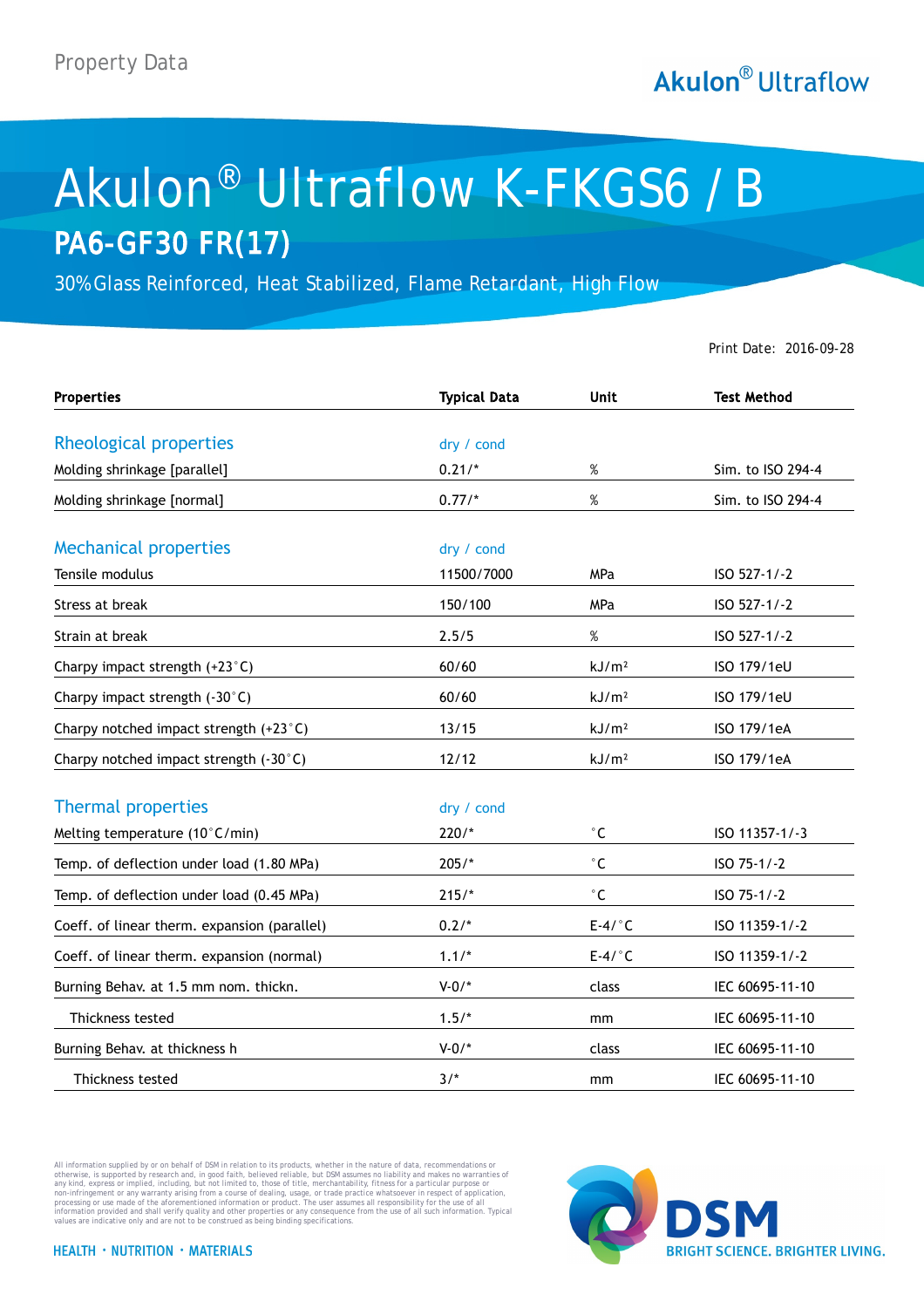Property Data

Akulon® Ultraflow

# Akulon® Ultraflow K-FKGS6 / B

## PA6-GF30 FR(17)

30% Glass Reinforced, Heat Stabilized, Flame Retardant, High Flow

Print Date: 2016-09-28

| Properties | Typical Data | Unit | Test Method |
|---|---|---|---|
| **Rheological properties** | dry / cond | | |
| Molding shrinkage [parallel] | 0.21/* | % | Sim. to ISO 294-4 |
| Molding shrinkage [normal] | 0.77/* | % | Sim. to ISO 294-4 |
| **Mechanical properties** | dry / cond | | |
| Tensile modulus | 11500/7000 | MPa | ISO 527-1/-2 |
| Stress at break | 150/100 | MPa | ISO 527-1/-2 |
| Strain at break | 2.5/5 | % | ISO 527-1/-2 |
| Charpy impact strength (+23°C) | 60/60 | kJ/m² | ISO 179/1eU |
| Charpy impact strength (-30°C) | 60/60 | kJ/m² | ISO 179/1eU |
| Charpy notched impact strength (+23°C) | 13/15 | kJ/m² | ISO 179/1eA |
| Charpy notched impact strength (-30°C) | 12/12 | kJ/m² | ISO 179/1eA |
| **Thermal properties** | dry / cond | | |
| Melting temperature (10°C/min) | 220/* | °C | ISO 11357-1/-3 |
| Temp. of deflection under load (1.80 MPa) | 205/* | °C | ISO 75-1/-2 |
| Temp. of deflection under load (0.45 MPa) | 215/* | °C | ISO 75-1/-2 |
| Coeff. of linear therm. expansion (parallel) | 0.2/* | E-4/°C | ISO 11359-1/-2 |
| Coeff. of linear therm. expansion (normal) | 1.1/* | E-4/°C | ISO 11359-1/-2 |
| Burning Behav. at 1.5 mm nom. thickn. | V-0/* | class | IEC 60695-11-10 |
| Thickness tested | 1.5/* | mm | IEC 60695-11-10 |
| Burning Behav. at thickness h | V-0/* | class | IEC 60695-11-10 |
| Thickness tested | 3/* | mm | IEC 60695-11-10 |

All information supplied by or on behalf of DSM in relation to its products, whether in the nature of data, recommendations or otherwise, is supported by research and, in good faith, believed reliable, but DSM assumes no liability and makes no warranties of any kind, express or implied, including, but not limited to, those of title, merchantability, fitness for a particular purpose or non-infringement or any warranty arising from a course of dealing, usage, or trade practice whatsoever in respect of application, processing or use made of the aforementioned information or product. The user assumes all responsibility for the use of all information provided and shall verify quality and other properties or any consequence from the use of all such information. Typical values are indicative only and are not to be construed as being binding specifications.

HEALTH · NUTRITION · MATERIALS

DSM BRIGHT SCIENCE. BRIGHTER LIVING.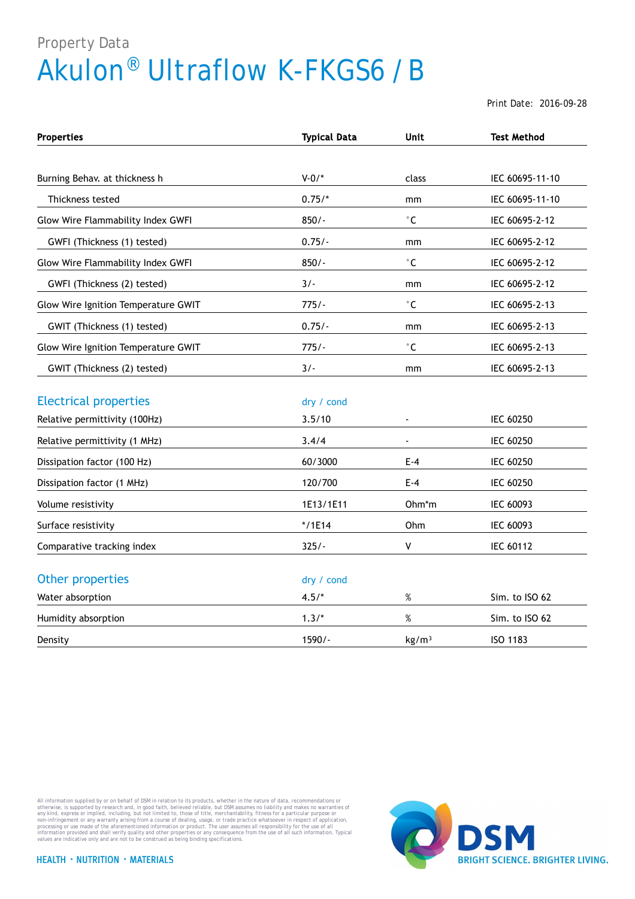Property Data

# Akulon® Ultraflow K-FKGS6 / B

Print Date: 2016-09-28

| Properties | Typical Data | Unit | Test Method |
|---|---|---|---|
| Burning Behav. at thickness h | V-0/* | class | IEC 60695-11-10 |
| Thickness tested | 0.75/* | mm | IEC 60695-11-10 |
| Glow Wire Flammability Index GWFI | 850/- | °C | IEC 60695-2-12 |
| GWFI (Thickness (1) tested) | 0.75/- | mm | IEC 60695-2-12 |
| Glow Wire Flammability Index GWFI | 850/- | °C | IEC 60695-2-12 |
| GWFI (Thickness (2) tested) | 3/- | mm | IEC 60695-2-12 |
| Glow Wire Ignition Temperature GWIT | 775/- | °C | IEC 60695-2-13 |
| GWIT (Thickness (1) tested) | 0.75/- | mm | IEC 60695-2-13 |
| Glow Wire Ignition Temperature GWIT | 775/- | °C | IEC 60695-2-13 |
| GWIT (Thickness (2) tested) | 3/- | mm | IEC 60695-2-13 |
| **Electrical properties** | dry / cond | | |
| Relative permittivity (100Hz) | 3.5/10 | - | IEC 60250 |
| Relative permittivity (1 MHz) | 3.4/4 | - | IEC 60250 |
| Dissipation factor (100 Hz) | 60/3000 | E-4 | IEC 60250 |
| Dissipation factor (1 MHz) | 120/700 | E-4 | IEC 60250 |
| Volume resistivity | 1E13/1E11 | Ohm*m | IEC 60093 |
| Surface resistivity | */1E14 | Ohm | IEC 60093 |
| Comparative tracking index | 325/- | V | IEC 60112 |
| **Other properties** | dry / cond | | |
| Water absorption | 4.5/* | % | Sim. to ISO 62 |
| Humidity absorption | 1.3/* | % | Sim. to ISO 62 |
| Density | 1590/- | kg/m³ | ISO 1183 |

All information supplied by or on behalf of DSM in relation to its products, whether in the nature of data, recommendations or otherwise, is supported by research and, in good faith, believed reliable, but DSM assumes no liability and makes no warranties of any kind, express or implied, including, but not limited to, those of title, merchantability, fitness for a particular purpose or non-infringement or any warranty arising from a course of dealing, usage, or trade practice whatsoever in respect of application, processing or use made of the aforementioned information or product. The user assumes all responsibility for the use of all information provided and shall verify quality and other properties or any consequence from the use of all such information. Typical values are indicative only and are not to be construed as being binding specifications.

HEALTH · NUTRITION · MATERIALS

DSM BRIGHT SCIENCE. BRIGHTER LIVING.